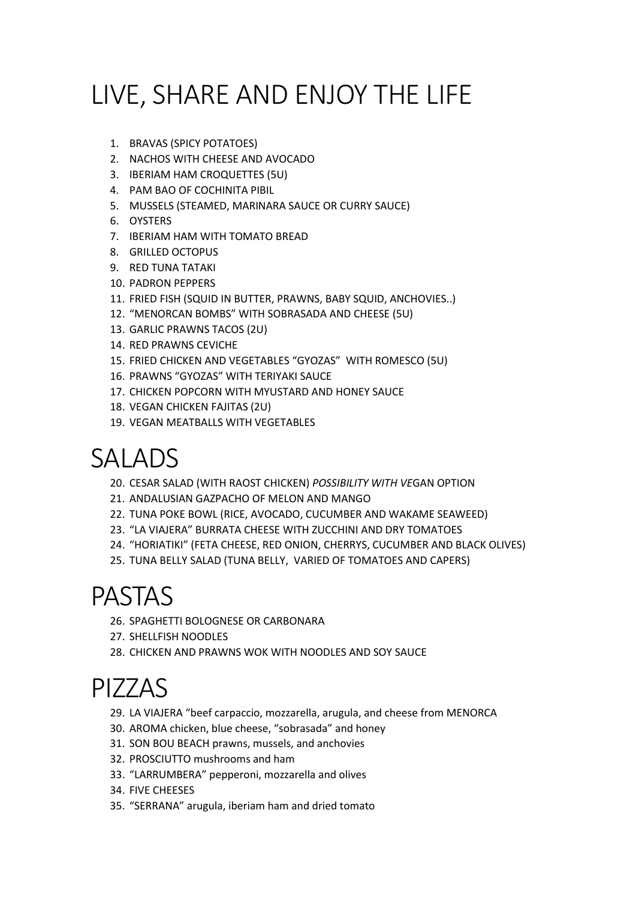# LIVE, SHARE AND ENJOY THE LIFE

1. BRAVAS (SPICY POTATOES)
2. NACHOS WITH CHEESE AND AVOCADO
3. IBERIAM HAM CROQUETTES (5U)
4. PAM BAO OF COCHINITA PIBIL
5. MUSSELS (STEAMED, MARINARA SAUCE OR CURRY SAUCE)
6. OYSTERS
7. IBERIAM HAM WITH TOMATO BREAD
8. GRILLED OCTOPUS
9. RED TUNA TATAKI
10. PADRON PEPPERS
11. FRIED FISH (SQUID IN BUTTER, PRAWNS, BABY SQUID, ANCHOVIES..)
12. "MENORCAN BOMBS" WITH SOBRASADA AND CHEESE (5U)
13. GARLIC PRAWNS TACOS (2U)
14. RED PRAWNS CEVICHE
15. FRIED CHICKEN AND VEGETABLES "GYOZAS" WITH ROMESCO (5U)
16. PRAWNS "GYOZAS" WITH TERIYAKI SAUCE
17. CHICKEN POPCORN WITH MYUSTARD AND HONEY SAUCE
18. VEGAN CHICKEN FAJITAS (2U)
19. VEGAN MEATBALLS WITH VEGETABLES

# SALADS

20. CESAR SALAD (WITH RAOST CHICKEN) *POSSIBILITY WITH VE*GAN OPTION
21. ANDALUSIAN GAZPACHO OF MELON AND MANGO
22. TUNA POKE BOWL (RICE, AVOCADO, CUCUMBER AND WAKAME SEAWEED)
23. "LA VIAJERA" BURRATA CHEESE WITH ZUCCHINI AND DRY TOMATOES
24. "HORIATIKI" (FETA CHEESE, RED ONION, CHERRYS, CUCUMBER AND BLACK OLIVES)
25. TUNA BELLY SALAD (TUNA BELLY, VARIED OF TOMATOES AND CAPERS)

# PASTAS

26. SPAGHETTI BOLOGNESE OR CARBONARA
27. SHELLFISH NOODLES
28. CHICKEN AND PRAWNS WOK WITH NOODLES AND SOY SAUCE

# PIZZAS

29. LA VIAJERA "beef carpaccio, mozzarella, arugula, and cheese from MENORCA
30. AROMA chicken, blue cheese, "sobrasada" and honey
31. SON BOU BEACH prawns, mussels, and anchovies
32. PROSCIUTTO mushrooms and ham
33. "LARRUMBERA" pepperoni, mozzarella and olives
34. FIVE CHEESES
35. "SERRANA" arugula, iberiam ham and dried tomato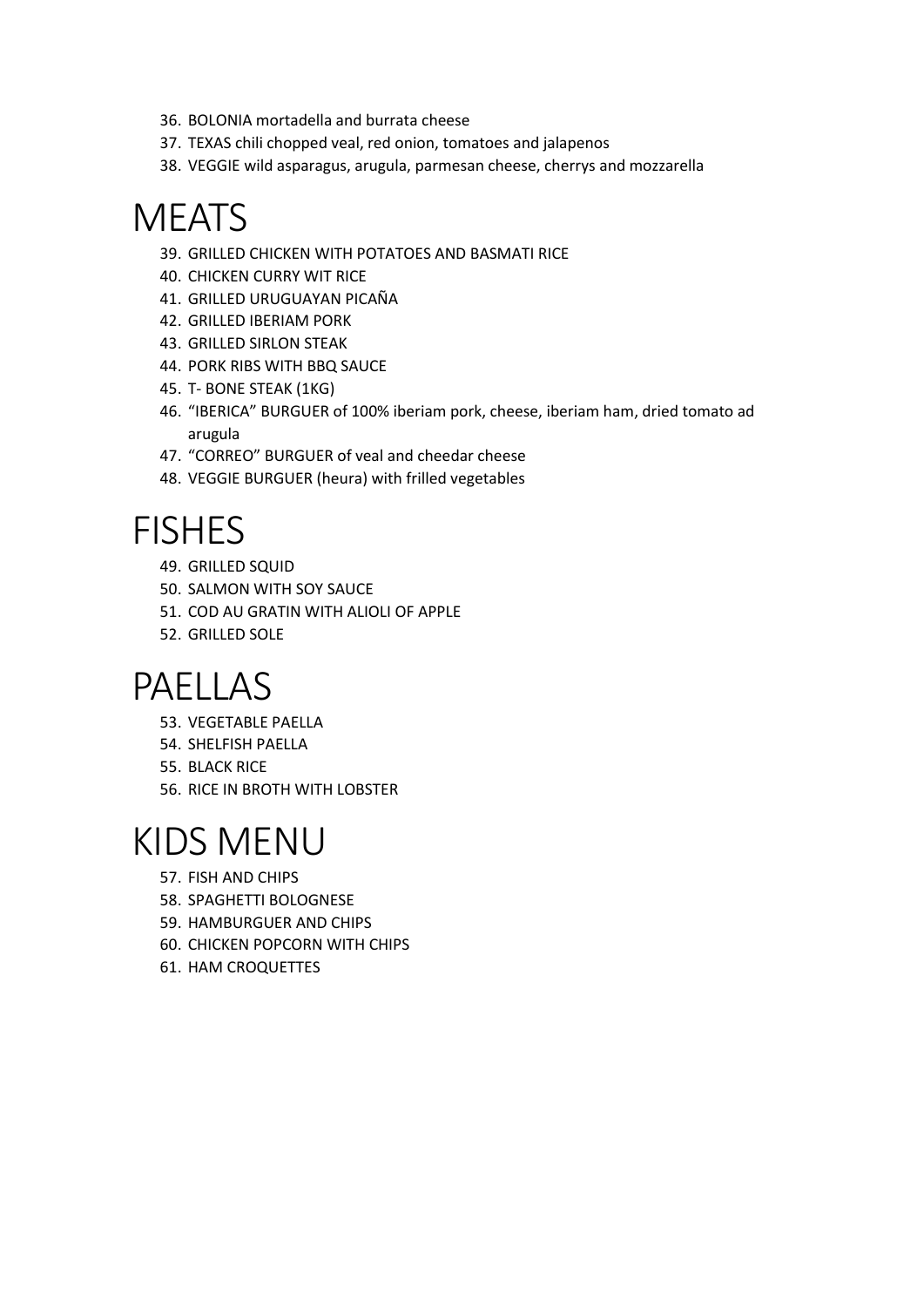36. BOLONIA mortadella and burrata cheese
37. TEXAS chili chopped veal, red onion, tomatoes and jalapenos
38. VEGGIE wild asparagus, arugula, parmesan cheese, cherrys and mozzarella

# MEATS

39. GRILLED CHICKEN WITH POTATOES AND BASMATI RICE
40. CHICKEN CURRY WIT RICE
41. GRILLED URUGUAYAN PICAÑA
42. GRILLED IBERIAM PORK
43. GRILLED SIRLON STEAK
44. PORK RIBS WITH BBQ SAUCE
45. T- BONE STEAK (1KG)
46. "IBERICA" BURGUER of 100% iberiam pork, cheese, iberiam ham, dried tomato ad arugula
47. "CORREO" BURGUER of veal and cheedar cheese
48. VEGGIE BURGUER (heura) with frilled vegetables

# FISHES

49. GRILLED SQUID
50. SALMON WITH SOY SAUCE
51. COD AU GRATIN WITH ALIOLI OF APPLE
52. GRILLED SOLE

# PAELLAS

53. VEGETABLE PAELLA
54. SHELFISH PAELLA
55. BLACK RICE
56. RICE IN BROTH WITH LOBSTER

# KIDS MENU

57. FISH AND CHIPS
58. SPAGHETTI BOLOGNESE
59. HAMBURGUER AND CHIPS
60. CHICKEN POPCORN WITH CHIPS
61. HAM CROQUETTES